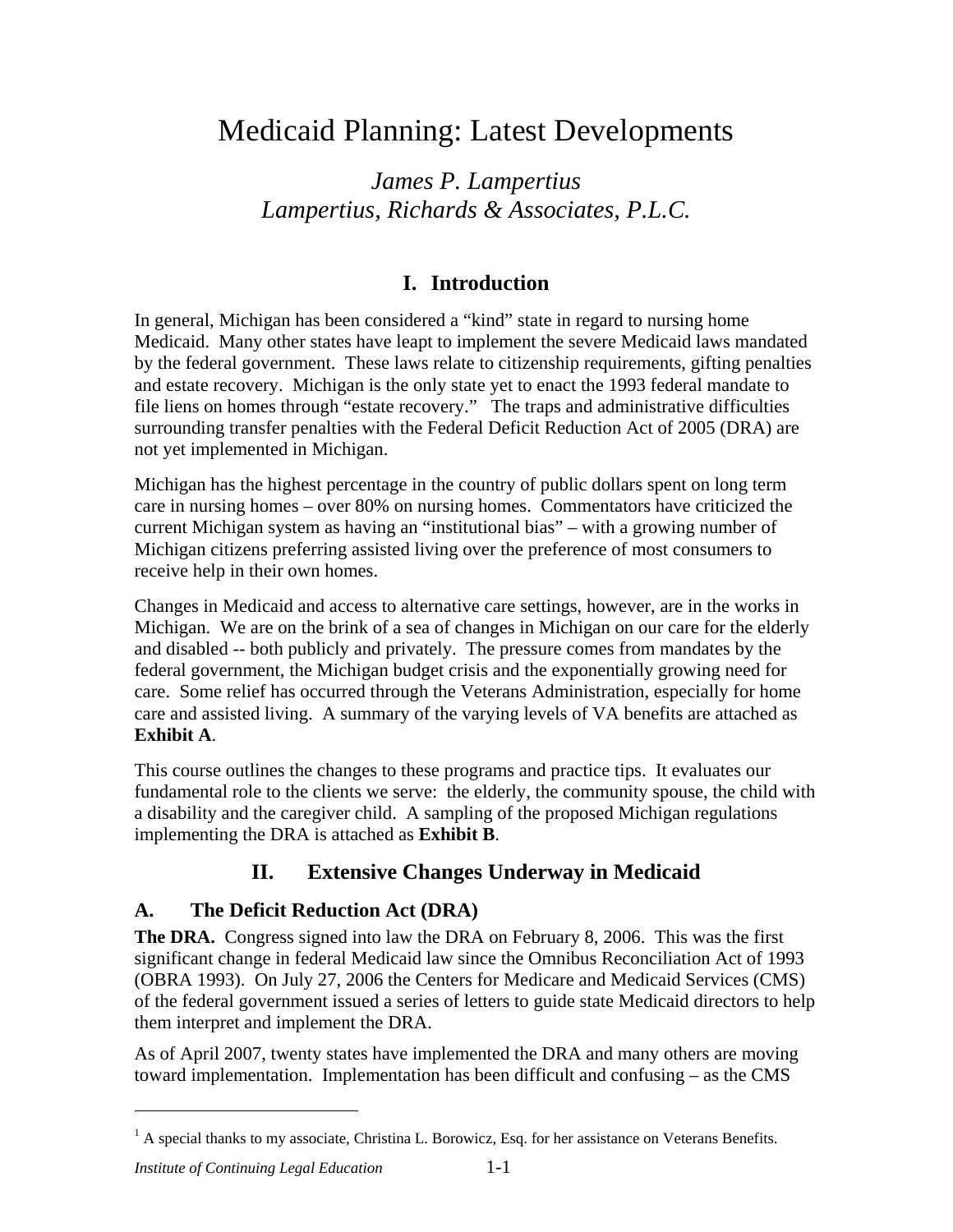# Medicaid Planning: Latest Developments

*James P. Lampertius*
*Lampertius, Richards & Associates, P.L.C.*

## I. Introduction

In general, Michigan has been considered a "kind" state in regard to nursing home Medicaid. Many other states have leapt to implement the severe Medicaid laws mandated by the federal government. These laws relate to citizenship requirements, gifting penalties and estate recovery. Michigan is the only state yet to enact the 1993 federal mandate to file liens on homes through "estate recovery." The traps and administrative difficulties surrounding transfer penalties with the Federal Deficit Reduction Act of 2005 (DRA) are not yet implemented in Michigan.

Michigan has the highest percentage in the country of public dollars spent on long term care in nursing homes – over 80% on nursing homes. Commentators have criticized the current Michigan system as having an "institutional bias" – with a growing number of Michigan citizens preferring assisted living over the preference of most consumers to receive help in their own homes.

Changes in Medicaid and access to alternative care settings, however, are in the works in Michigan. We are on the brink of a sea of changes in Michigan on our care for the elderly and disabled -- both publicly and privately. The pressure comes from mandates by the federal government, the Michigan budget crisis and the exponentially growing need for care. Some relief has occurred through the Veterans Administration, especially for home care and assisted living. A summary of the varying levels of VA benefits are attached as **Exhibit A**.

This course outlines the changes to these programs and practice tips. It evaluates our fundamental role to the clients we serve: the elderly, the community spouse, the child with a disability and the caregiver child. A sampling of the proposed Michigan regulations implementing the DRA is attached as **Exhibit B**.

## II. Extensive Changes Underway in Medicaid

### A. The Deficit Reduction Act (DRA)

**The DRA.** Congress signed into law the DRA on February 8, 2006. This was the first significant change in federal Medicaid law since the Omnibus Reconciliation Act of 1993 (OBRA 1993). On July 27, 2006 the Centers for Medicare and Medicaid Services (CMS) of the federal government issued a series of letters to guide state Medicaid directors to help them interpret and implement the DRA.

As of April 2007, twenty states have implemented the DRA and many others are moving toward implementation. Implementation has been difficult and confusing – as the CMS

---

[1] A special thanks to my associate, Christina L. Borowicz, Esq. for her assistance on Veterans Benefits.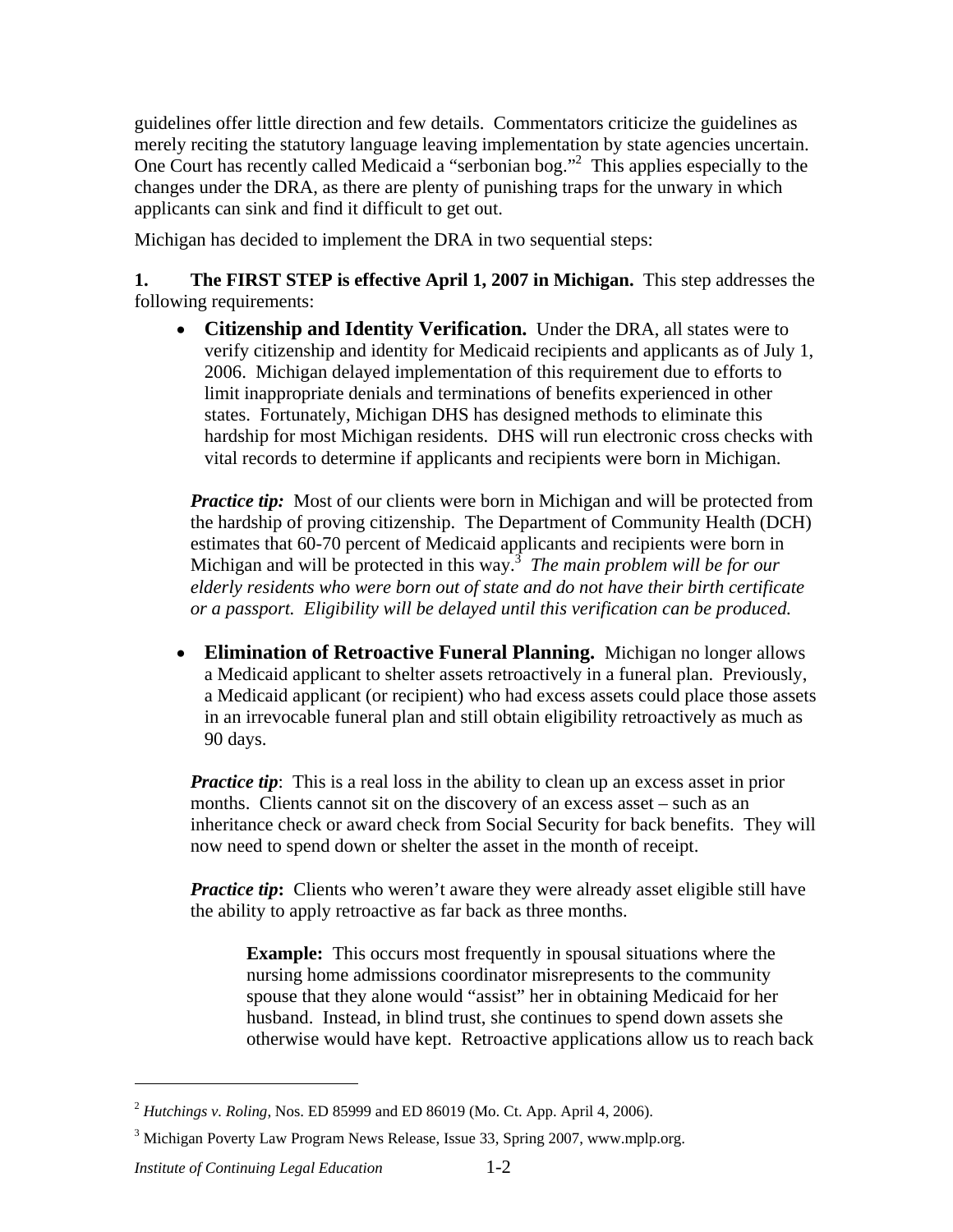guidelines offer little direction and few details. Commentators criticize the guidelines as merely reciting the statutory language leaving implementation by state agencies uncertain. One Court has recently called Medicaid a "serbonian bog."[2] This applies especially to the changes under the DRA, as there are plenty of punishing traps for the unwary in which applicants can sink and find it difficult to get out.

Michigan has decided to implement the DRA in two sequential steps:

**1. The FIRST STEP is effective April 1, 2007 in Michigan.** This step addresses the following requirements:

- **Citizenship and Identity Verification.** Under the DRA, all states were to verify citizenship and identity for Medicaid recipients and applicants as of July 1, 2006. Michigan delayed implementation of this requirement due to efforts to limit inappropriate denials and terminations of benefits experienced in other states. Fortunately, Michigan DHS has designed methods to eliminate this hardship for most Michigan residents. DHS will run electronic cross checks with vital records to determine if applicants and recipients were born in Michigan.

  ***Practice tip:*** Most of our clients were born in Michigan and will be protected from the hardship of proving citizenship. The Department of Community Health (DCH) estimates that 60-70 percent of Medicaid applicants and recipients were born in Michigan and will be protected in this way.[3] *The main problem will be for our elderly residents who were born out of state and do not have their birth certificate or a passport. Eligibility will be delayed until this verification can be produced.*

- **Elimination of Retroactive Funeral Planning.** Michigan no longer allows a Medicaid applicant to shelter assets retroactively in a funeral plan. Previously, a Medicaid applicant (or recipient) who had excess assets could place those assets in an irrevocable funeral plan and still obtain eligibility retroactively as much as 90 days.

  ***Practice tip***: This is a real loss in the ability to clean up an excess asset in prior months. Clients cannot sit on the discovery of an excess asset – such as an inheritance check or award check from Social Security for back benefits. They will now need to spend down or shelter the asset in the month of receipt.

  ***Practice tip*:** Clients who weren't aware they were already asset eligible still have the ability to apply retroactive as far back as three months.

  > **Example:** This occurs most frequently in spousal situations where the nursing home admissions coordinator misrepresents to the community spouse that they alone would "assist" her in obtaining Medicaid for her husband. Instead, in blind trust, she continues to spend down assets she otherwise would have kept. Retroactive applications allow us to reach back

---

[2] *Hutchings v. Roling*, Nos. ED 85999 and ED 86019 (Mo. Ct. App. April 4, 2006).

[3] Michigan Poverty Law Program News Release, Issue 33, Spring 2007, www.mplp.org.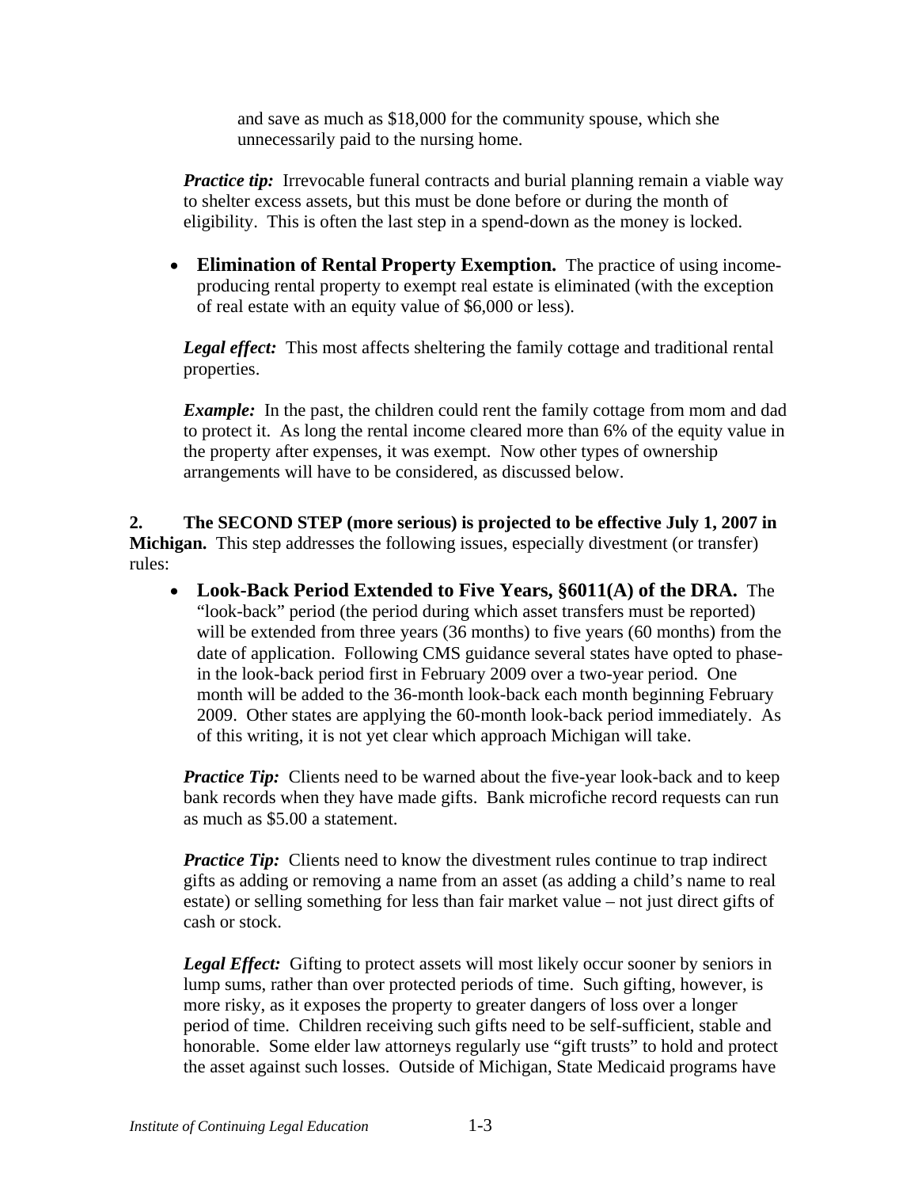and save as much as $18,000 for the community spouse, which she unnecessarily paid to the nursing home.

***Practice tip:*** Irrevocable funeral contracts and burial planning remain a viable way to shelter excess assets, but this must be done before or during the month of eligibility. This is often the last step in a spend-down as the money is locked.

- **Elimination of Rental Property Exemption.** The practice of using income-producing rental property to exempt real estate is eliminated (with the exception of real estate with an equity value of $6,000 or less).

***Legal effect:*** This most affects sheltering the family cottage and traditional rental properties.

***Example:*** In the past, the children could rent the family cottage from mom and dad to protect it. As long the rental income cleared more than 6% of the equity value in the property after expenses, it was exempt. Now other types of ownership arrangements will have to be considered, as discussed below.

**2. The SECOND STEP (more serious) is projected to be effective July 1, 2007 in Michigan.** This step addresses the following issues, especially divestment (or transfer) rules:

- **Look-Back Period Extended to Five Years, §6011(A) of the DRA.** The "look-back" period (the period during which asset transfers must be reported) will be extended from three years (36 months) to five years (60 months) from the date of application. Following CMS guidance several states have opted to phase-in the look-back period first in February 2009 over a two-year period. One month will be added to the 36-month look-back each month beginning February 2009. Other states are applying the 60-month look-back period immediately. As of this writing, it is not yet clear which approach Michigan will take.

***Practice Tip:*** Clients need to be warned about the five-year look-back and to keep bank records when they have made gifts. Bank microfiche record requests can run as much as $5.00 a statement.

***Practice Tip:*** Clients need to know the divestment rules continue to trap indirect gifts as adding or removing a name from an asset (as adding a child's name to real estate) or selling something for less than fair market value – not just direct gifts of cash or stock.

***Legal Effect:*** Gifting to protect assets will most likely occur sooner by seniors in lump sums, rather than over protected periods of time. Such gifting, however, is more risky, as it exposes the property to greater dangers of loss over a longer period of time. Children receiving such gifts need to be self-sufficient, stable and honorable. Some elder law attorneys regularly use "gift trusts" to hold and protect the asset against such losses. Outside of Michigan, State Medicaid programs have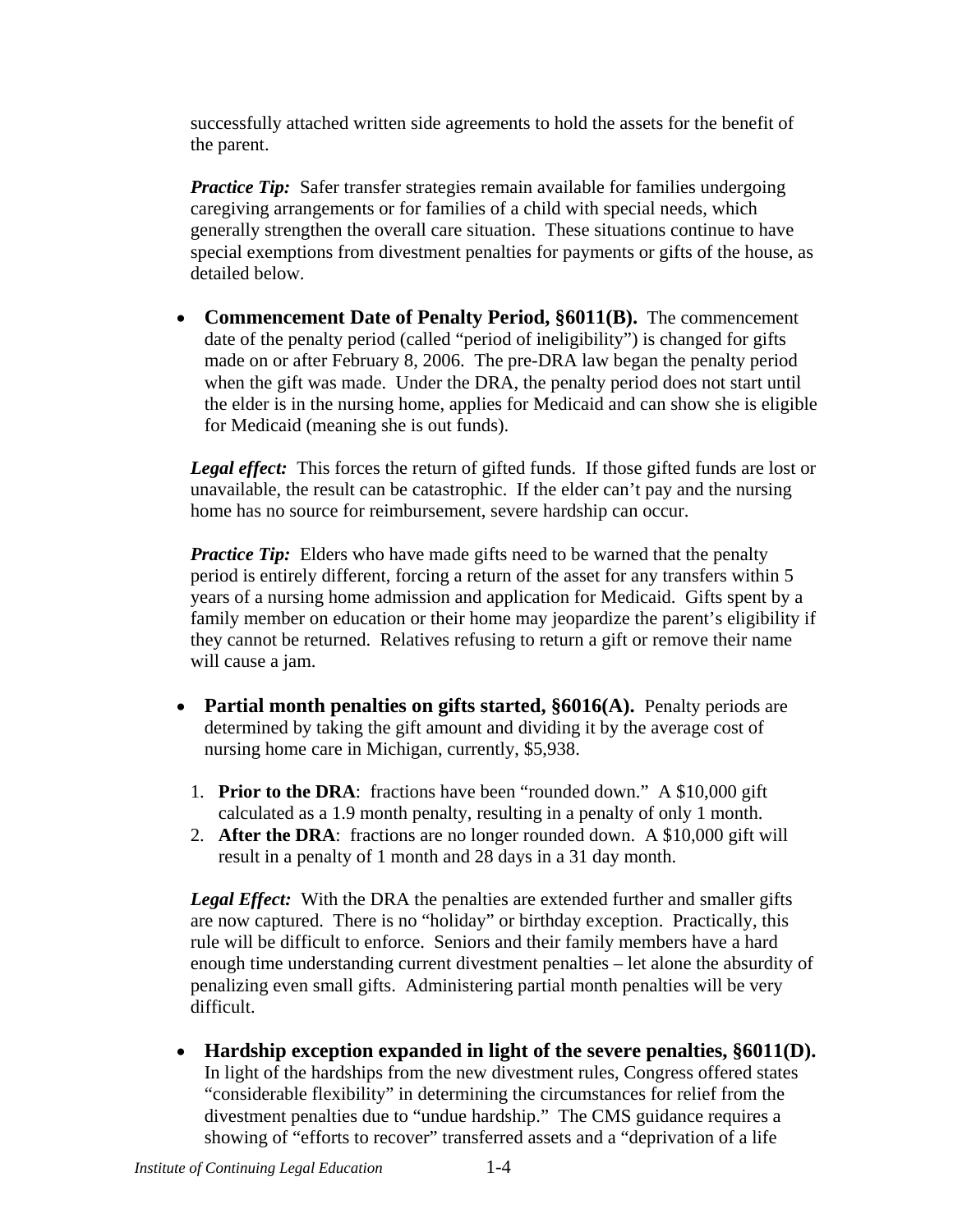successfully attached written side agreements to hold the assets for the benefit of the parent.

***Practice Tip:*** Safer transfer strategies remain available for families undergoing caregiving arrangements or for families of a child with special needs, which generally strengthen the overall care situation. These situations continue to have special exemptions from divestment penalties for payments or gifts of the house, as detailed below.

- **Commencement Date of Penalty Period, §6011(B).** The commencement date of the penalty period (called "period of ineligibility") is changed for gifts made on or after February 8, 2006. The pre-DRA law began the penalty period when the gift was made. Under the DRA, the penalty period does not start until the elder is in the nursing home, applies for Medicaid and can show she is eligible for Medicaid (meaning she is out funds).

***Legal effect:*** This forces the return of gifted funds. If those gifted funds are lost or unavailable, the result can be catastrophic. If the elder can't pay and the nursing home has no source for reimbursement, severe hardship can occur.

***Practice Tip:*** Elders who have made gifts need to be warned that the penalty period is entirely different, forcing a return of the asset for any transfers within 5 years of a nursing home admission and application for Medicaid. Gifts spent by a family member on education or their home may jeopardize the parent's eligibility if they cannot be returned. Relatives refusing to return a gift or remove their name will cause a jam.

- **Partial month penalties on gifts started, §6016(A).** Penalty periods are determined by taking the gift amount and dividing it by the average cost of nursing home care in Michigan, currently, $5,938.

  1. **Prior to the DRA**: fractions have been "rounded down." A $10,000 gift calculated as a 1.9 month penalty, resulting in a penalty of only 1 month.
  2. **After the DRA**: fractions are no longer rounded down. A $10,000 gift will result in a penalty of 1 month and 28 days in a 31 day month.

***Legal Effect:*** With the DRA the penalties are extended further and smaller gifts are now captured. There is no "holiday" or birthday exception. Practically, this rule will be difficult to enforce. Seniors and their family members have a hard enough time understanding current divestment penalties – let alone the absurdity of penalizing even small gifts. Administering partial month penalties will be very difficult.

- **Hardship exception expanded in light of the severe penalties, §6011(D).** In light of the hardships from the new divestment rules, Congress offered states "considerable flexibility" in determining the circumstances for relief from the divestment penalties due to "undue hardship." The CMS guidance requires a showing of "efforts to recover" transferred assets and a "deprivation of a life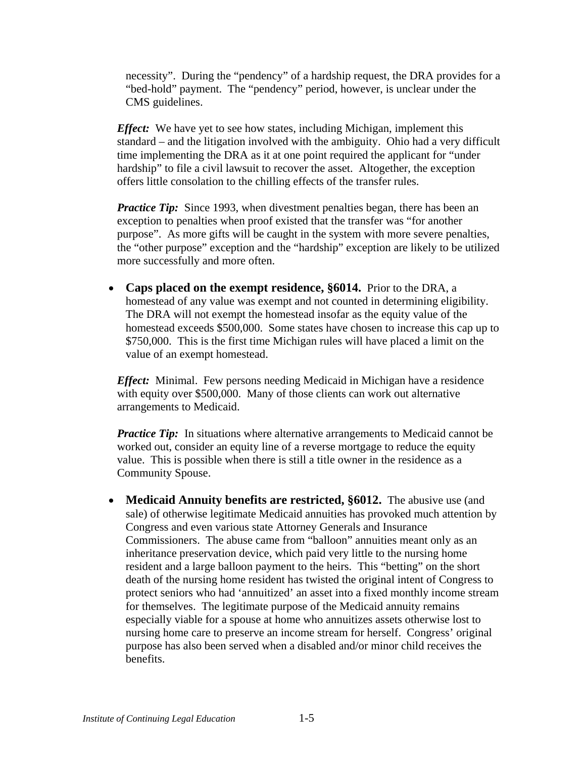necessity". During the "pendency" of a hardship request, the DRA provides for a "bed-hold" payment. The "pendency" period, however, is unclear under the CMS guidelines.

***Effect:*** We have yet to see how states, including Michigan, implement this standard – and the litigation involved with the ambiguity. Ohio had a very difficult time implementing the DRA as it at one point required the applicant for "under hardship" to file a civil lawsuit to recover the asset. Altogether, the exception offers little consolation to the chilling effects of the transfer rules.

***Practice Tip:*** Since 1993, when divestment penalties began, there has been an exception to penalties when proof existed that the transfer was "for another purpose". As more gifts will be caught in the system with more severe penalties, the "other purpose" exception and the "hardship" exception are likely to be utilized more successfully and more often.

- **Caps placed on the exempt residence, §6014.** Prior to the DRA, a homestead of any value was exempt and not counted in determining eligibility. The DRA will not exempt the homestead insofar as the equity value of the homestead exceeds $500,000. Some states have chosen to increase this cap up to $750,000. This is the first time Michigan rules will have placed a limit on the value of an exempt homestead.

***Effect:*** Minimal. Few persons needing Medicaid in Michigan have a residence with equity over $500,000. Many of those clients can work out alternative arrangements to Medicaid.

***Practice Tip:*** In situations where alternative arrangements to Medicaid cannot be worked out, consider an equity line of a reverse mortgage to reduce the equity value. This is possible when there is still a title owner in the residence as a Community Spouse.

- **Medicaid Annuity benefits are restricted, §6012.** The abusive use (and sale) of otherwise legitimate Medicaid annuities has provoked much attention by Congress and even various state Attorney Generals and Insurance Commissioners. The abuse came from "balloon" annuities meant only as an inheritance preservation device, which paid very little to the nursing home resident and a large balloon payment to the heirs. This "betting" on the short death of the nursing home resident has twisted the original intent of Congress to protect seniors who had 'annuitized' an asset into a fixed monthly income stream for themselves. The legitimate purpose of the Medicaid annuity remains especially viable for a spouse at home who annuitizes assets otherwise lost to nursing home care to preserve an income stream for herself. Congress' original purpose has also been served when a disabled and/or minor child receives the benefits.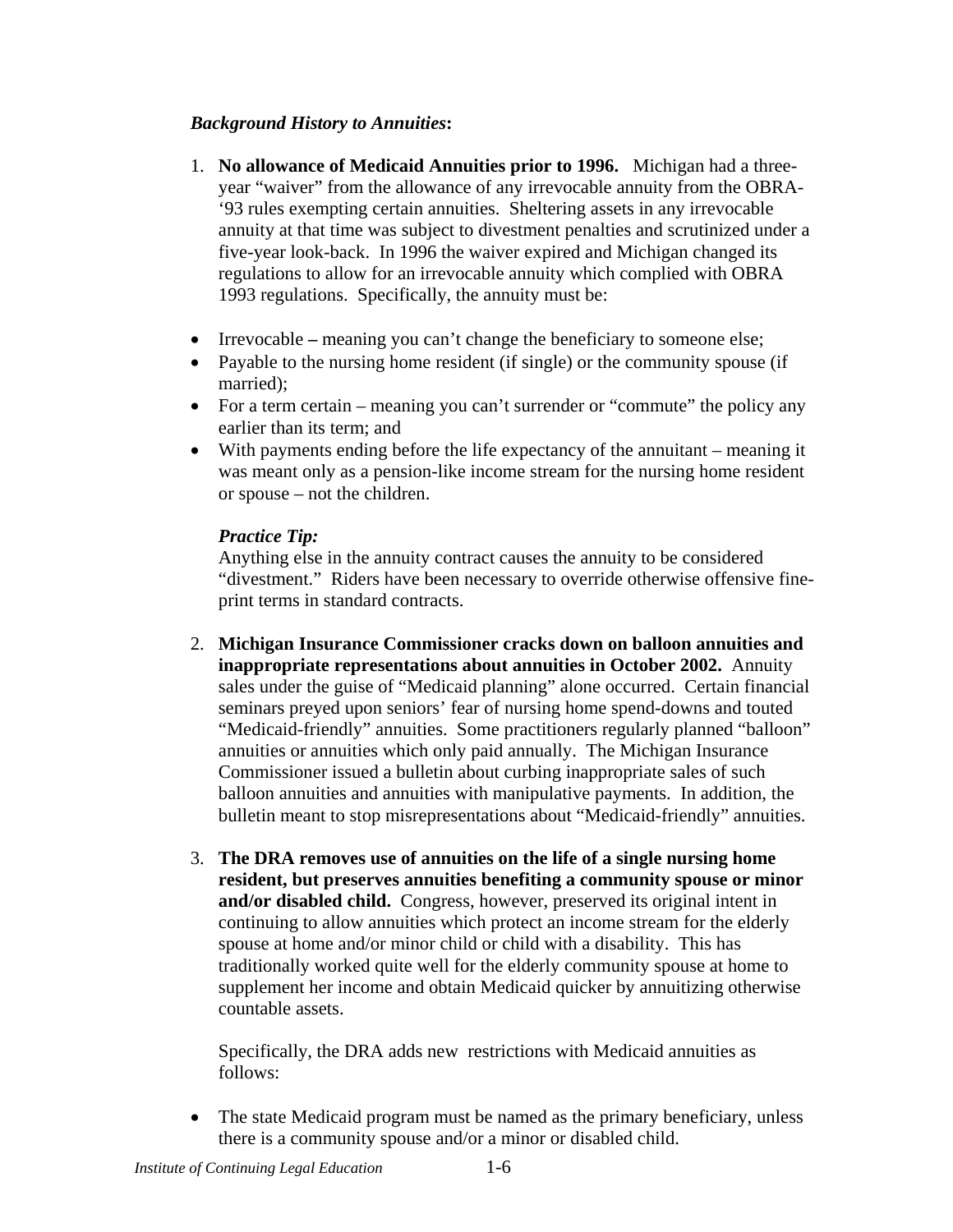***Background History to Annuities*:**

1. **No allowance of Medicaid Annuities prior to 1996.** Michigan had a three-year "waiver" from the allowance of any irrevocable annuity from the OBRA-'93 rules exempting certain annuities. Sheltering assets in any irrevocable annuity at that time was subject to divestment penalties and scrutinized under a five-year look-back. In 1996 the waiver expired and Michigan changed its regulations to allow for an irrevocable annuity which complied with OBRA 1993 regulations. Specifically, the annuity must be:

- Irrevocable **–** meaning you can't change the beneficiary to someone else;
- Payable to the nursing home resident (if single) or the community spouse (if married);
- For a term certain – meaning you can't surrender or "commute" the policy any earlier than its term; and
- With payments ending before the life expectancy of the annuitant – meaning it was meant only as a pension-like income stream for the nursing home resident or spouse – not the children.

   ***Practice Tip:***
   Anything else in the annuity contract causes the annuity to be considered "divestment." Riders have been necessary to override otherwise offensive fine-print terms in standard contracts.

2. **Michigan Insurance Commissioner cracks down on balloon annuities and inappropriate representations about annuities in October 2002.** Annuity sales under the guise of "Medicaid planning" alone occurred. Certain financial seminars preyed upon seniors' fear of nursing home spend-downs and touted "Medicaid-friendly" annuities. Some practitioners regularly planned "balloon" annuities or annuities which only paid annually. The Michigan Insurance Commissioner issued a bulletin about curbing inappropriate sales of such balloon annuities and annuities with manipulative payments. In addition, the bulletin meant to stop misrepresentations about "Medicaid-friendly" annuities.

3. **The DRA removes use of annuities on the life of a single nursing home resident, but preserves annuities benefiting a community spouse or minor and/or disabled child.** Congress, however, preserved its original intent in continuing to allow annuities which protect an income stream for the elderly spouse at home and/or minor child or child with a disability. This has traditionally worked quite well for the elderly community spouse at home to supplement her income and obtain Medicaid quicker by annuitizing otherwise countable assets.

   Specifically, the DRA adds new restrictions with Medicaid annuities as follows:

- The state Medicaid program must be named as the primary beneficiary, unless there is a community spouse and/or a minor or disabled child.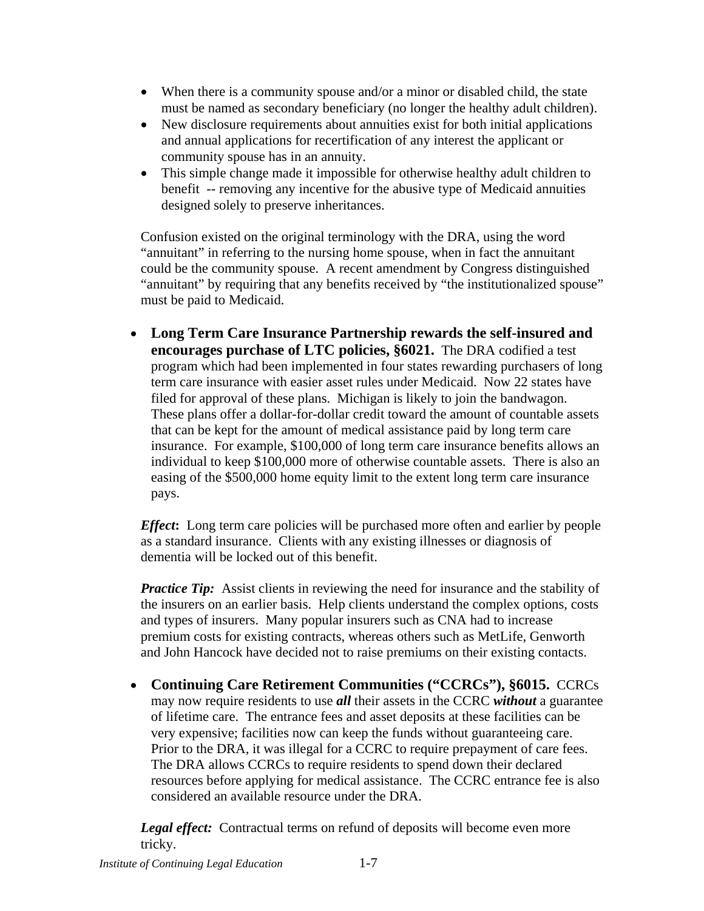- When there is a community spouse and/or a minor or disabled child, the state must be named as secondary beneficiary (no longer the healthy adult children).
- New disclosure requirements about annuities exist for both initial applications and annual applications for recertification of any interest the applicant or community spouse has in an annuity.
- This simple change made it impossible for otherwise healthy adult children to benefit -- removing any incentive for the abusive type of Medicaid annuities designed solely to preserve inheritances.

Confusion existed on the original terminology with the DRA, using the word "annuitant" in referring to the nursing home spouse, when in fact the annuitant could be the community spouse. A recent amendment by Congress distinguished "annuitant" by requiring that any benefits received by "the institutionalized spouse" must be paid to Medicaid.

- **Long Term Care Insurance Partnership rewards the self-insured and encourages purchase of LTC policies, §6021.** The DRA codified a test program which had been implemented in four states rewarding purchasers of long term care insurance with easier asset rules under Medicaid. Now 22 states have filed for approval of these plans. Michigan is likely to join the bandwagon. These plans offer a dollar-for-dollar credit toward the amount of countable assets that can be kept for the amount of medical assistance paid by long term care insurance. For example, $100,000 of long term care insurance benefits allows an individual to keep $100,000 more of otherwise countable assets. There is also an easing of the $500,000 home equity limit to the extent long term care insurance pays.

***Effect*:** Long term care policies will be purchased more often and earlier by people as a standard insurance. Clients with any existing illnesses or diagnosis of dementia will be locked out of this benefit.

***Practice Tip:*** Assist clients in reviewing the need for insurance and the stability of the insurers on an earlier basis. Help clients understand the complex options, costs and types of insurers. Many popular insurers such as CNA had to increase premium costs for existing contracts, whereas others such as MetLife, Genworth and John Hancock have decided not to raise premiums on their existing contacts.

- **Continuing Care Retirement Communities ("CCRCs"), §6015.** CCRCs may now require residents to use ***all*** their assets in the CCRC ***without*** a guarantee of lifetime care. The entrance fees and asset deposits at these facilities can be very expensive; facilities now can keep the funds without guaranteeing care. Prior to the DRA, it was illegal for a CCRC to require prepayment of care fees. The DRA allows CCRCs to require residents to spend down their declared resources before applying for medical assistance. The CCRC entrance fee is also considered an available resource under the DRA.

***Legal effect:*** Contractual terms on refund of deposits will become even more tricky.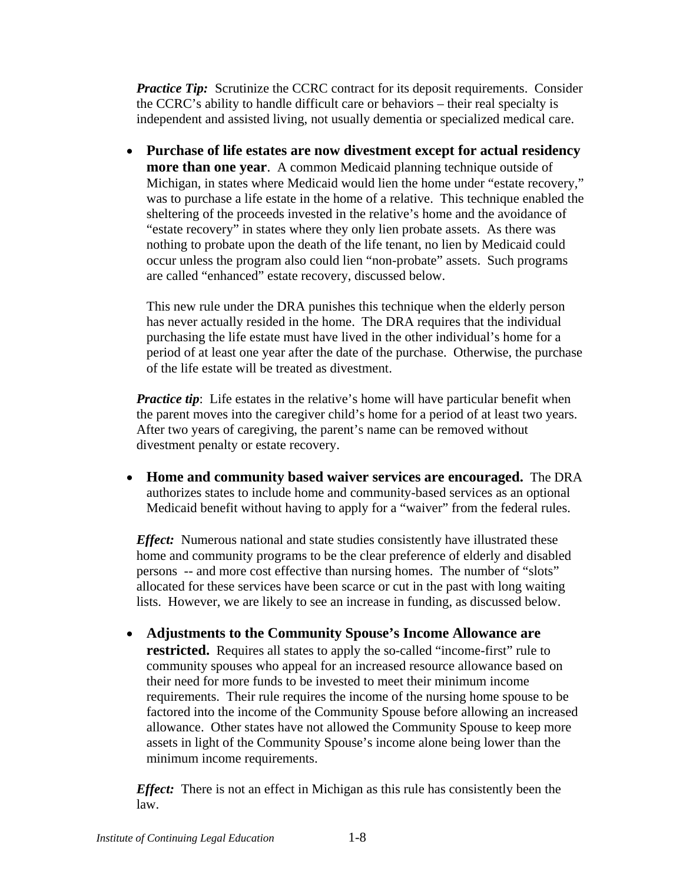***Practice Tip:*** Scrutinize the CCRC contract for its deposit requirements. Consider the CCRC's ability to handle difficult care or behaviors – their real specialty is independent and assisted living, not usually dementia or specialized medical care.

- **Purchase of life estates are now divestment except for actual residency more than one year**. A common Medicaid planning technique outside of Michigan, in states where Medicaid would lien the home under "estate recovery," was to purchase a life estate in the home of a relative. This technique enabled the sheltering of the proceeds invested in the relative's home and the avoidance of "estate recovery" in states where they only lien probate assets. As there was nothing to probate upon the death of the life tenant, no lien by Medicaid could occur unless the program also could lien "non-probate" assets. Such programs are called "enhanced" estate recovery, discussed below.

  This new rule under the DRA punishes this technique when the elderly person has never actually resided in the home. The DRA requires that the individual purchasing the life estate must have lived in the other individual's home for a period of at least one year after the date of the purchase. Otherwise, the purchase of the life estate will be treated as divestment.

***Practice tip***: Life estates in the relative's home will have particular benefit when the parent moves into the caregiver child's home for a period of at least two years. After two years of caregiving, the parent's name can be removed without divestment penalty or estate recovery.

- **Home and community based waiver services are encouraged.** The DRA authorizes states to include home and community-based services as an optional Medicaid benefit without having to apply for a "waiver" from the federal rules.

***Effect:*** Numerous national and state studies consistently have illustrated these home and community programs to be the clear preference of elderly and disabled persons -- and more cost effective than nursing homes. The number of "slots" allocated for these services have been scarce or cut in the past with long waiting lists. However, we are likely to see an increase in funding, as discussed below.

- **Adjustments to the Community Spouse's Income Allowance are restricted.** Requires all states to apply the so-called "income-first" rule to community spouses who appeal for an increased resource allowance based on their need for more funds to be invested to meet their minimum income requirements. Their rule requires the income of the nursing home spouse to be factored into the income of the Community Spouse before allowing an increased allowance. Other states have not allowed the Community Spouse to keep more assets in light of the Community Spouse's income alone being lower than the minimum income requirements.

***Effect:*** There is not an effect in Michigan as this rule has consistently been the law.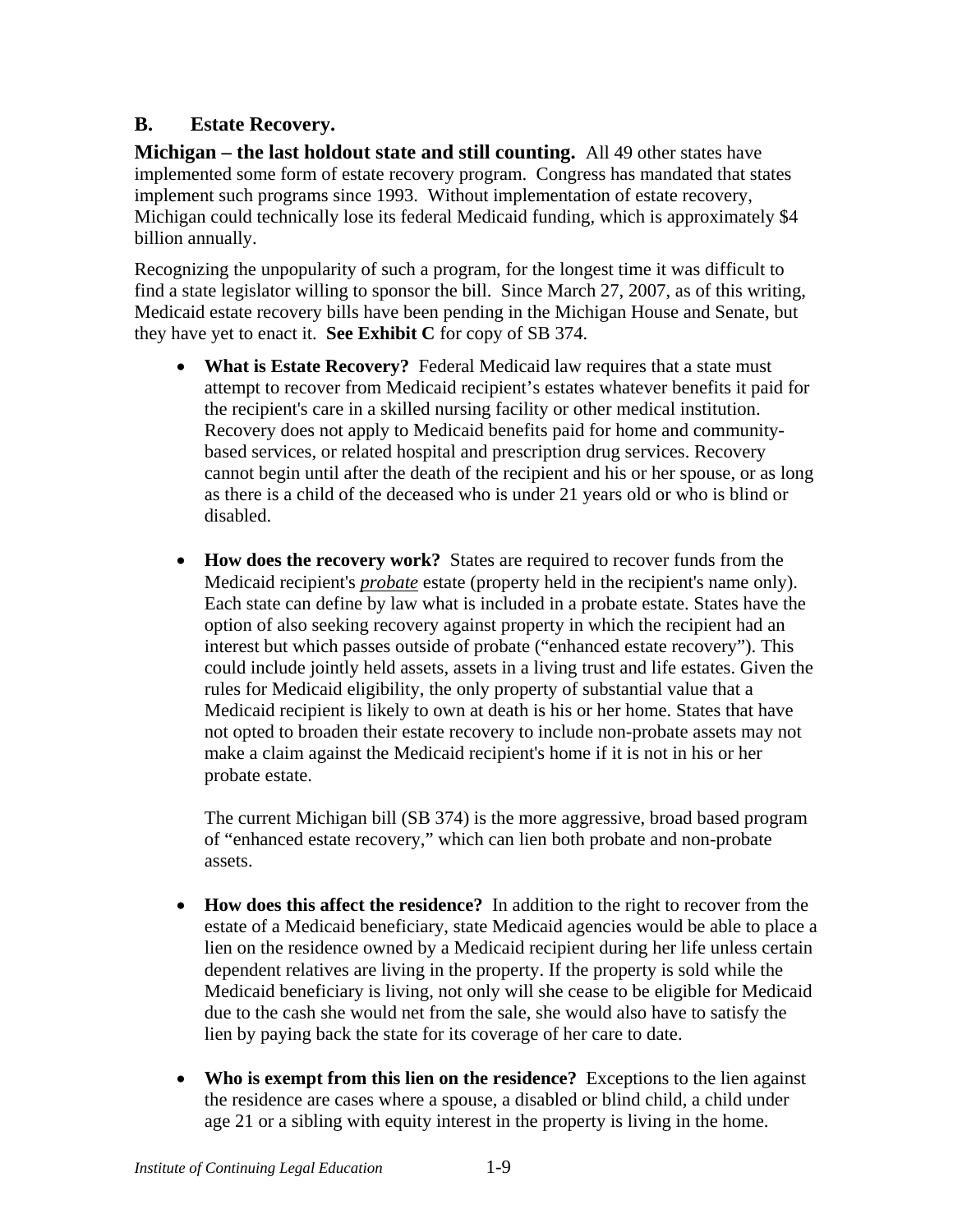## B. Estate Recovery.

**Michigan – the last holdout state and still counting.** All 49 other states have implemented some form of estate recovery program. Congress has mandated that states implement such programs since 1993. Without implementation of estate recovery, Michigan could technically lose its federal Medicaid funding, which is approximately $4 billion annually.

Recognizing the unpopularity of such a program, for the longest time it was difficult to find a state legislator willing to sponsor the bill. Since March 27, 2007, as of this writing, Medicaid estate recovery bills have been pending in the Michigan House and Senate, but they have yet to enact it. **See Exhibit C** for copy of SB 374.

- **What is Estate Recovery?** Federal Medicaid law requires that a state must attempt to recover from Medicaid recipient's estates whatever benefits it paid for the recipient's care in a skilled nursing facility or other medical institution. Recovery does not apply to Medicaid benefits paid for home and community-based services, or related hospital and prescription drug services. Recovery cannot begin until after the death of the recipient and his or her spouse, or as long as there is a child of the deceased who is under 21 years old or who is blind or disabled.

- **How does the recovery work?** States are required to recover funds from the Medicaid recipient's ***probate*** estate (property held in the recipient's name only). Each state can define by law what is included in a probate estate. States have the option of also seeking recovery against property in which the recipient had an interest but which passes outside of probate ("enhanced estate recovery"). This could include jointly held assets, assets in a living trust and life estates. Given the rules for Medicaid eligibility, the only property of substantial value that a Medicaid recipient is likely to own at death is his or her home. States that have not opted to broaden their estate recovery to include non-probate assets may not make a claim against the Medicaid recipient's home if it is not in his or her probate estate.

  The current Michigan bill (SB 374) is the more aggressive, broad based program of "enhanced estate recovery," which can lien both probate and non-probate assets.

- **How does this affect the residence?** In addition to the right to recover from the estate of a Medicaid beneficiary, state Medicaid agencies would be able to place a lien on the residence owned by a Medicaid recipient during her life unless certain dependent relatives are living in the property. If the property is sold while the Medicaid beneficiary is living, not only will she cease to be eligible for Medicaid due to the cash she would net from the sale, she would also have to satisfy the lien by paying back the state for its coverage of her care to date.

- **Who is exempt from this lien on the residence?** Exceptions to the lien against the residence are cases where a spouse, a disabled or blind child, a child under age 21 or a sibling with equity interest in the property is living in the home.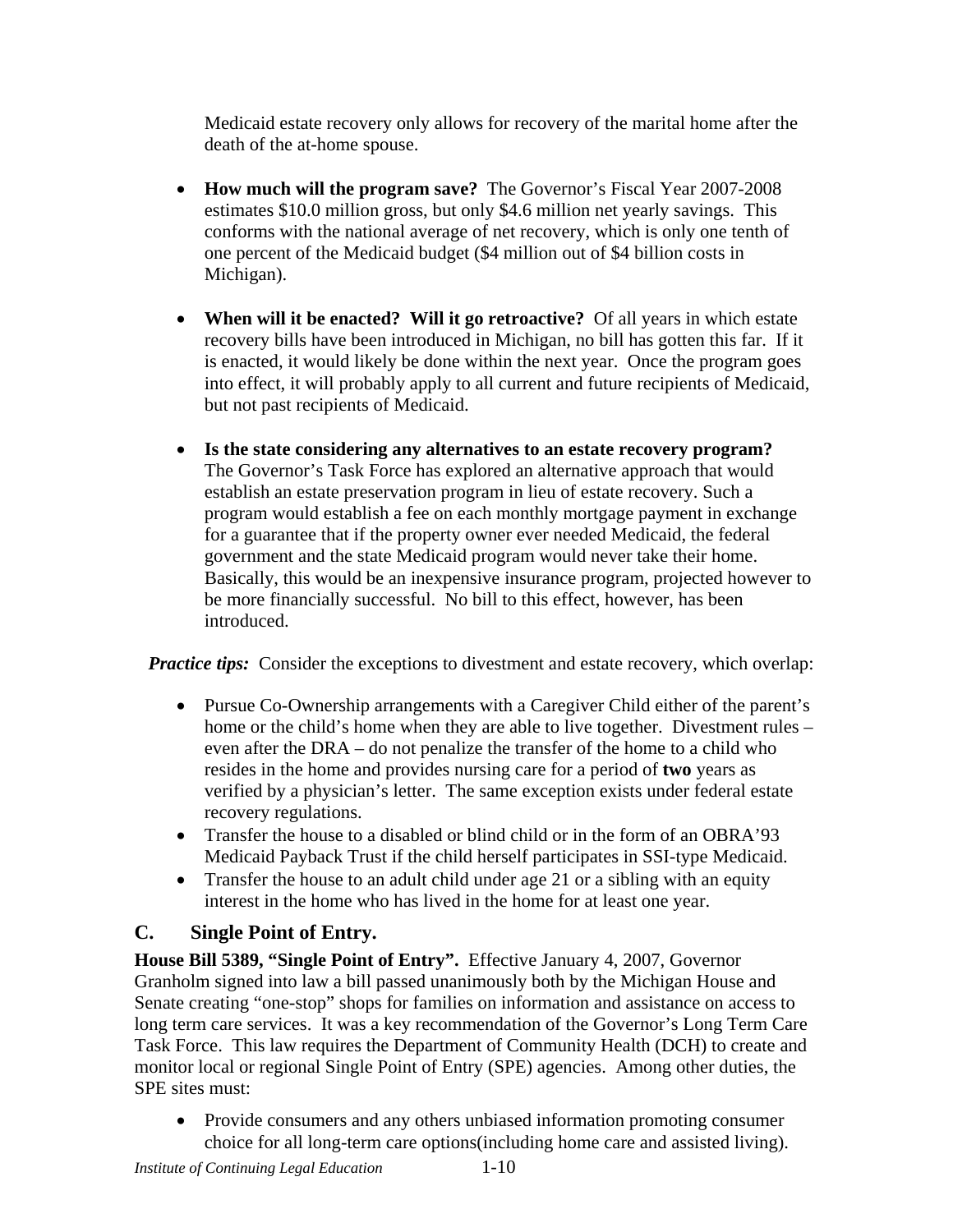Medicaid estate recovery only allows for recovery of the marital home after the death of the at-home spouse.

- **How much will the program save?** The Governor's Fiscal Year 2007-2008 estimates \$10.0 million gross, but only \$4.6 million net yearly savings. This conforms with the national average of net recovery, which is only one tenth of one percent of the Medicaid budget (\$4 million out of \$4 billion costs in Michigan).

- **When will it be enacted? Will it go retroactive?** Of all years in which estate recovery bills have been introduced in Michigan, no bill has gotten this far. If it is enacted, it would likely be done within the next year. Once the program goes into effect, it will probably apply to all current and future recipients of Medicaid, but not past recipients of Medicaid.

- **Is the state considering any alternatives to an estate recovery program?** The Governor's Task Force has explored an alternative approach that would establish an estate preservation program in lieu of estate recovery. Such a program would establish a fee on each monthly mortgage payment in exchange for a guarantee that if the property owner ever needed Medicaid, the federal government and the state Medicaid program would never take their home. Basically, this would be an inexpensive insurance program, projected however to be more financially successful. No bill to this effect, however, has been introduced.

***Practice tips:*** Consider the exceptions to divestment and estate recovery, which overlap:

- Pursue Co-Ownership arrangements with a Caregiver Child either of the parent's home or the child's home when they are able to live together. Divestment rules – even after the DRA – do not penalize the transfer of the home to a child who resides in the home and provides nursing care for a period of **two** years as verified by a physician's letter. The same exception exists under federal estate recovery regulations.
- Transfer the house to a disabled or blind child or in the form of an OBRA'93 Medicaid Payback Trust if the child herself participates in SSI-type Medicaid.
- Transfer the house to an adult child under age 21 or a sibling with an equity interest in the home who has lived in the home for at least one year.

## C. Single Point of Entry.

**House Bill 5389, "Single Point of Entry".** Effective January 4, 2007, Governor Granholm signed into law a bill passed unanimously both by the Michigan House and Senate creating "one-stop" shops for families on information and assistance on access to long term care services. It was a key recommendation of the Governor's Long Term Care Task Force. This law requires the Department of Community Health (DCH) to create and monitor local or regional Single Point of Entry (SPE) agencies. Among other duties, the SPE sites must:

- Provide consumers and any others unbiased information promoting consumer choice for all long-term care options(including home care and assisted living).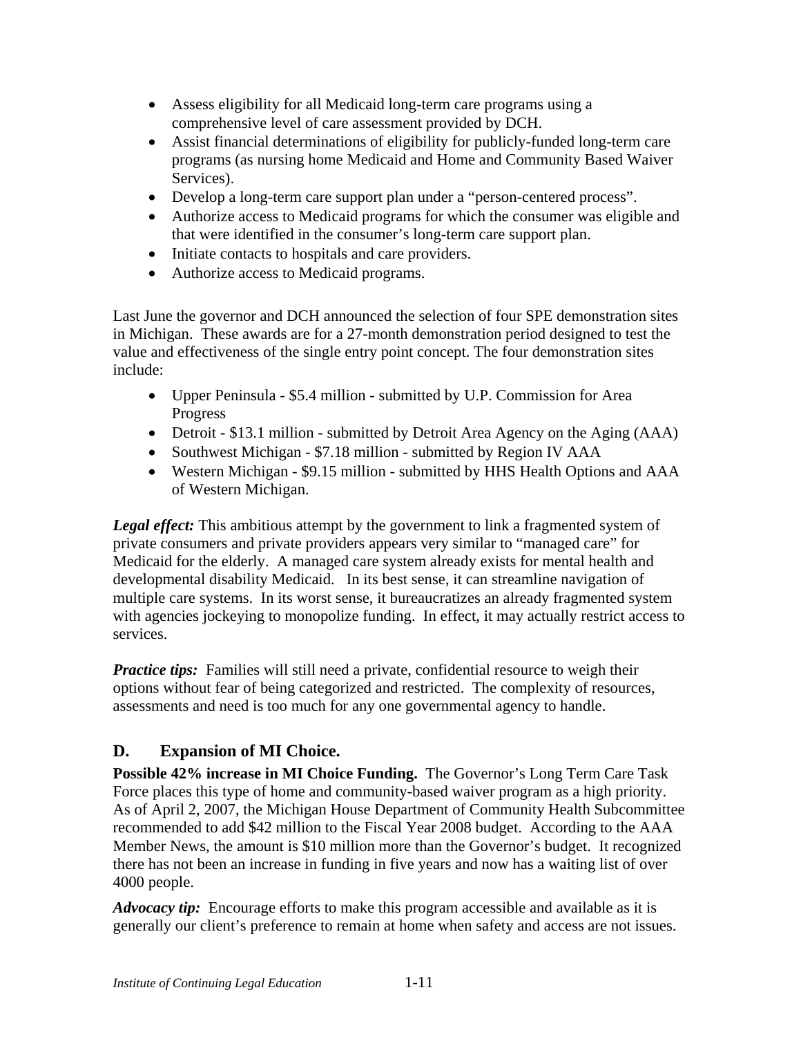- Assess eligibility for all Medicaid long-term care programs using a comprehensive level of care assessment provided by DCH.
- Assist financial determinations of eligibility for publicly-funded long-term care programs (as nursing home Medicaid and Home and Community Based Waiver Services).
- Develop a long-term care support plan under a "person-centered process".
- Authorize access to Medicaid programs for which the consumer was eligible and that were identified in the consumer's long-term care support plan.
- Initiate contacts to hospitals and care providers.
- Authorize access to Medicaid programs.

Last June the governor and DCH announced the selection of four SPE demonstration sites in Michigan. These awards are for a 27-month demonstration period designed to test the value and effectiveness of the single entry point concept. The four demonstration sites include:

- Upper Peninsula - $5.4 million - submitted by U.P. Commission for Area Progress
- Detroit - $13.1 million - submitted by Detroit Area Agency on the Aging (AAA)
- Southwest Michigan - $7.18 million - submitted by Region IV AAA
- Western Michigan - $9.15 million - submitted by HHS Health Options and AAA of Western Michigan.

***Legal effect:*** This ambitious attempt by the government to link a fragmented system of private consumers and private providers appears very similar to "managed care" for Medicaid for the elderly. A managed care system already exists for mental health and developmental disability Medicaid. In its best sense, it can streamline navigation of multiple care systems. In its worst sense, it bureaucratizes an already fragmented system with agencies jockeying to monopolize funding. In effect, it may actually restrict access to services.

***Practice tips:*** Families will still need a private, confidential resource to weigh their options without fear of being categorized and restricted. The complexity of resources, assessments and need is too much for any one governmental agency to handle.

## D. Expansion of MI Choice.

**Possible 42% increase in MI Choice Funding.** The Governor's Long Term Care Task Force places this type of home and community-based waiver program as a high priority. As of April 2, 2007, the Michigan House Department of Community Health Subcommittee recommended to add $42 million to the Fiscal Year 2008 budget. According to the AAA Member News, the amount is $10 million more than the Governor's budget. It recognized there has not been an increase in funding in five years and now has a waiting list of over 4000 people.

***Advocacy tip:*** Encourage efforts to make this program accessible and available as it is generally our client's preference to remain at home when safety and access are not issues.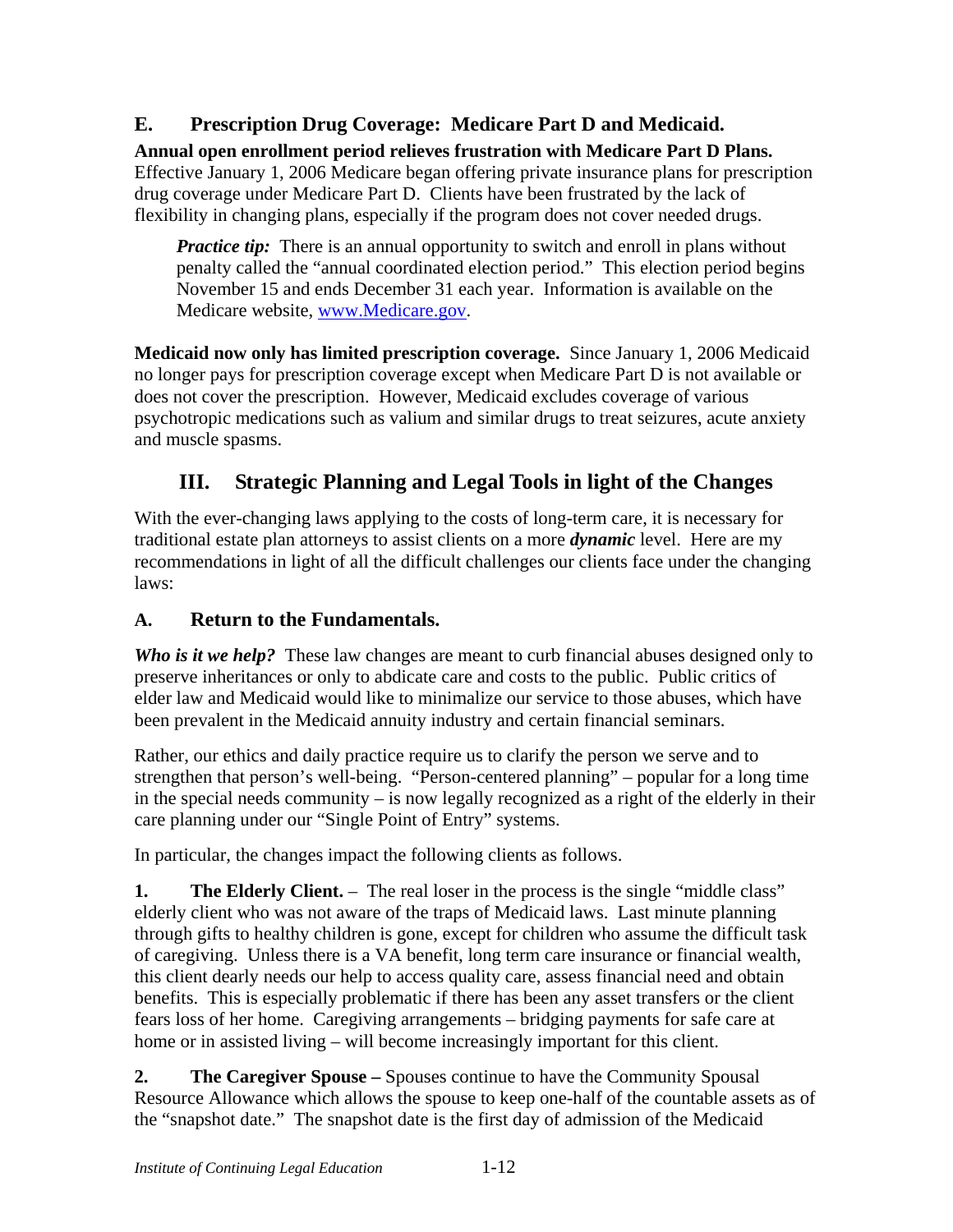## E. Prescription Drug Coverage: Medicare Part D and Medicaid.

**Annual open enrollment period relieves frustration with Medicare Part D Plans.** Effective January 1, 2006 Medicare began offering private insurance plans for prescription drug coverage under Medicare Part D. Clients have been frustrated by the lack of flexibility in changing plans, especially if the program does not cover needed drugs.

> ***Practice tip:*** There is an annual opportunity to switch and enroll in plans without penalty called the "annual coordinated election period." This election period begins November 15 and ends December 31 each year. Information is available on the Medicare website, [www.Medicare.gov](www.Medicare.gov).

**Medicaid now only has limited prescription coverage.** Since January 1, 2006 Medicaid no longer pays for prescription coverage except when Medicare Part D is not available or does not cover the prescription. However, Medicaid excludes coverage of various psychotropic medications such as valium and similar drugs to treat seizures, acute anxiety and muscle spasms.

# III. Strategic Planning and Legal Tools in light of the Changes

With the ever-changing laws applying to the costs of long-term care, it is necessary for traditional estate plan attorneys to assist clients on a more ***dynamic*** level. Here are my recommendations in light of all the difficult challenges our clients face under the changing laws:

## A. Return to the Fundamentals.

***Who is it we help?*** These law changes are meant to curb financial abuses designed only to preserve inheritances or only to abdicate care and costs to the public. Public critics of elder law and Medicaid would like to minimalize our service to those abuses, which have been prevalent in the Medicaid annuity industry and certain financial seminars.

Rather, our ethics and daily practice require us to clarify the person we serve and to strengthen that person's well-being. "Person-centered planning" – popular for a long time in the special needs community – is now legally recognized as a right of the elderly in their care planning under our "Single Point of Entry" systems.

In particular, the changes impact the following clients as follows.

**1. The Elderly Client.** – The real loser in the process is the single "middle class" elderly client who was not aware of the traps of Medicaid laws. Last minute planning through gifts to healthy children is gone, except for children who assume the difficult task of caregiving. Unless there is a VA benefit, long term care insurance or financial wealth, this client dearly needs our help to access quality care, assess financial need and obtain benefits. This is especially problematic if there has been any asset transfers or the client fears loss of her home. Caregiving arrangements – bridging payments for safe care at home or in assisted living – will become increasingly important for this client.

**2. The Caregiver Spouse –** Spouses continue to have the Community Spousal Resource Allowance which allows the spouse to keep one-half of the countable assets as of the "snapshot date." The snapshot date is the first day of admission of the Medicaid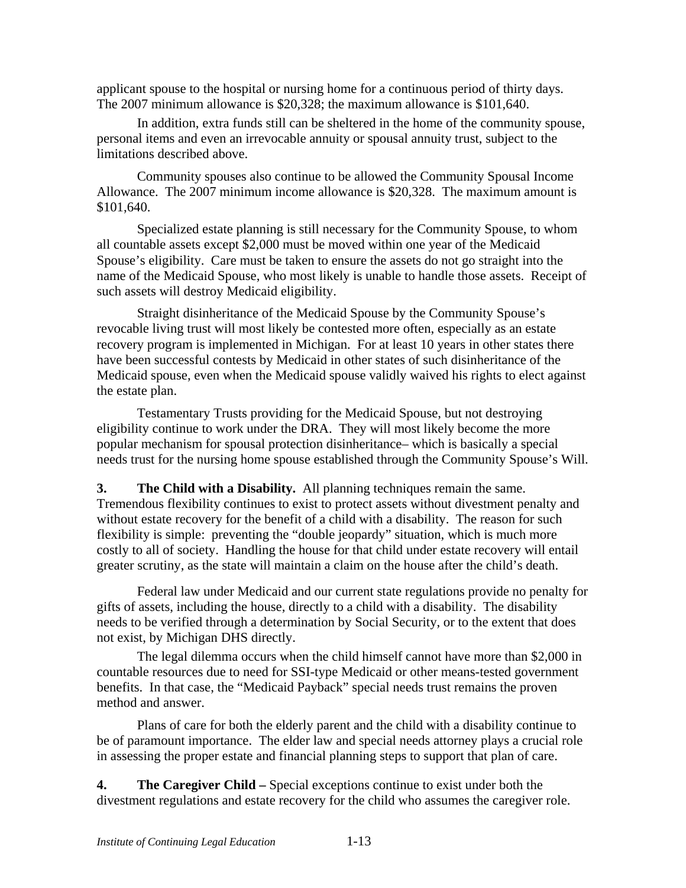applicant spouse to the hospital or nursing home for a continuous period of thirty days. The 2007 minimum allowance is $20,328; the maximum allowance is $101,640.

In addition, extra funds still can be sheltered in the home of the community spouse, personal items and even an irrevocable annuity or spousal annuity trust, subject to the limitations described above.

Community spouses also continue to be allowed the Community Spousal Income Allowance. The 2007 minimum income allowance is $20,328. The maximum amount is $101,640.

Specialized estate planning is still necessary for the Community Spouse, to whom all countable assets except $2,000 must be moved within one year of the Medicaid Spouse's eligibility. Care must be taken to ensure the assets do not go straight into the name of the Medicaid Spouse, who most likely is unable to handle those assets. Receipt of such assets will destroy Medicaid eligibility.

Straight disinheritance of the Medicaid Spouse by the Community Spouse's revocable living trust will most likely be contested more often, especially as an estate recovery program is implemented in Michigan. For at least 10 years in other states there have been successful contests by Medicaid in other states of such disinheritance of the Medicaid spouse, even when the Medicaid spouse validly waived his rights to elect against the estate plan.

Testamentary Trusts providing for the Medicaid Spouse, but not destroying eligibility continue to work under the DRA. They will most likely become the more popular mechanism for spousal protection disinheritance– which is basically a special needs trust for the nursing home spouse established through the Community Spouse's Will.

**3. The Child with a Disability.** All planning techniques remain the same. Tremendous flexibility continues to exist to protect assets without divestment penalty and without estate recovery for the benefit of a child with a disability. The reason for such flexibility is simple: preventing the "double jeopardy" situation, which is much more costly to all of society. Handling the house for that child under estate recovery will entail greater scrutiny, as the state will maintain a claim on the house after the child's death.

Federal law under Medicaid and our current state regulations provide no penalty for gifts of assets, including the house, directly to a child with a disability. The disability needs to be verified through a determination by Social Security, or to the extent that does not exist, by Michigan DHS directly.

The legal dilemma occurs when the child himself cannot have more than $2,000 in countable resources due to need for SSI-type Medicaid or other means-tested government benefits. In that case, the "Medicaid Payback" special needs trust remains the proven method and answer.

Plans of care for both the elderly parent and the child with a disability continue to be of paramount importance. The elder law and special needs attorney plays a crucial role in assessing the proper estate and financial planning steps to support that plan of care.

**4. The Caregiver Child –** Special exceptions continue to exist under both the divestment regulations and estate recovery for the child who assumes the caregiver role.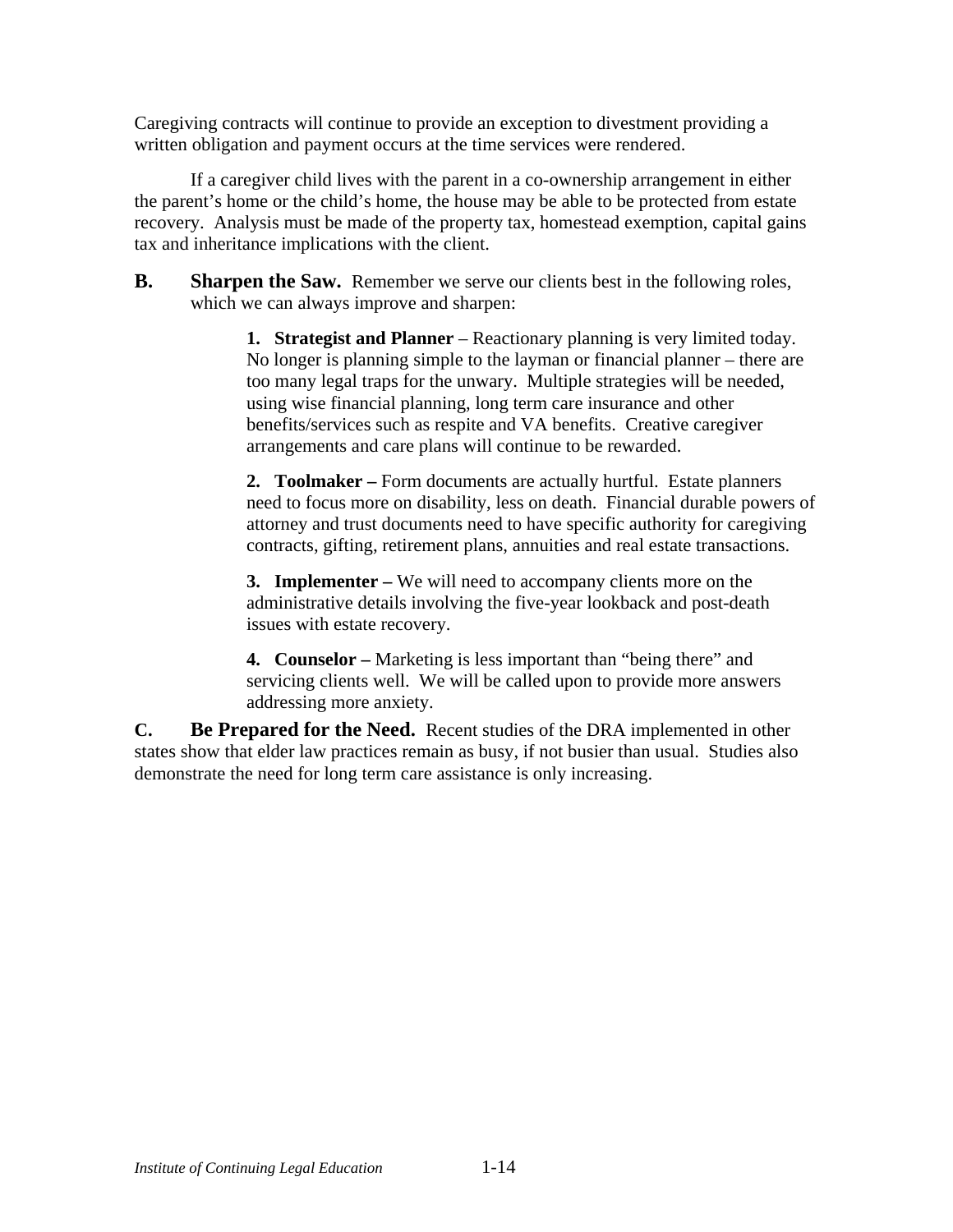Caregiving contracts will continue to provide an exception to divestment providing a written obligation and payment occurs at the time services were rendered.

If a caregiver child lives with the parent in a co-ownership arrangement in either the parent's home or the child's home, the house may be able to be protected from estate recovery. Analysis must be made of the property tax, homestead exemption, capital gains tax and inheritance implications with the client.

**B. Sharpen the Saw.** Remember we serve our clients best in the following roles, which we can always improve and sharpen:

**1. Strategist and Planner** – Reactionary planning is very limited today. No longer is planning simple to the layman or financial planner – there are too many legal traps for the unwary. Multiple strategies will be needed, using wise financial planning, long term care insurance and other benefits/services such as respite and VA benefits. Creative caregiver arrangements and care plans will continue to be rewarded.

**2. Toolmaker –** Form documents are actually hurtful. Estate planners need to focus more on disability, less on death. Financial durable powers of attorney and trust documents need to have specific authority for caregiving contracts, gifting, retirement plans, annuities and real estate transactions.

**3. Implementer –** We will need to accompany clients more on the administrative details involving the five-year lookback and post-death issues with estate recovery.

**4. Counselor –** Marketing is less important than "being there" and servicing clients well. We will be called upon to provide more answers addressing more anxiety.

**C. Be Prepared for the Need.** Recent studies of the DRA implemented in other states show that elder law practices remain as busy, if not busier than usual. Studies also demonstrate the need for long term care assistance is only increasing.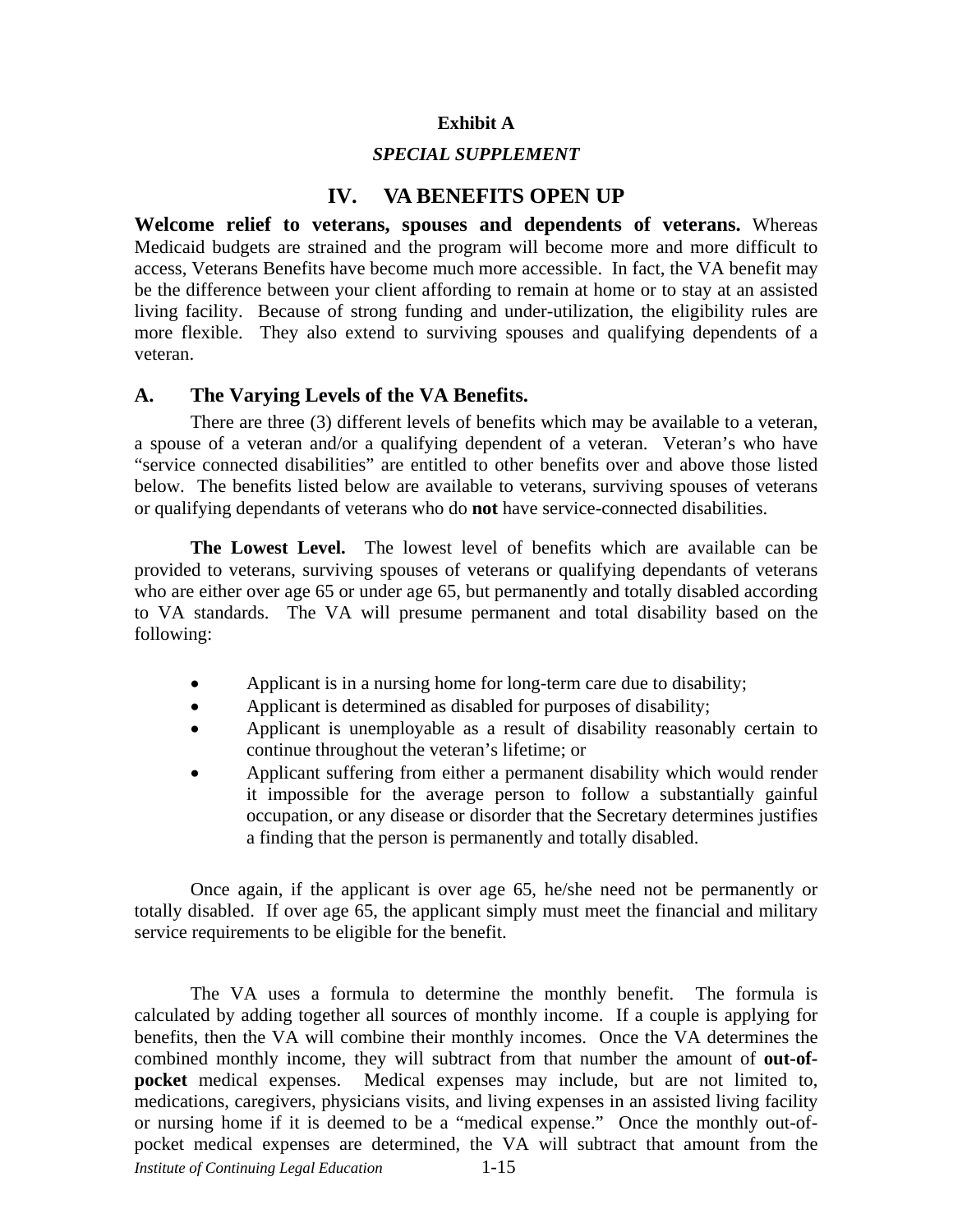**Exhibit A**

***SPECIAL SUPPLEMENT***

## IV. VA BENEFITS OPEN UP

**Welcome relief to veterans, spouses and dependents of veterans.** Whereas Medicaid budgets are strained and the program will become more and more difficult to access, Veterans Benefits have become much more accessible. In fact, the VA benefit may be the difference between your client affording to remain at home or to stay at an assisted living facility. Because of strong funding and under-utilization, the eligibility rules are more flexible. They also extend to surviving spouses and qualifying dependents of a veteran.

### A. The Varying Levels of the VA Benefits.

There are three (3) different levels of benefits which may be available to a veteran, a spouse of a veteran and/or a qualifying dependent of a veteran. Veteran's who have "service connected disabilities" are entitled to other benefits over and above those listed below. The benefits listed below are available to veterans, surviving spouses of veterans or qualifying dependants of veterans who do **not** have service-connected disabilities.

**The Lowest Level.** The lowest level of benefits which are available can be provided to veterans, surviving spouses of veterans or qualifying dependants of veterans who are either over age 65 or under age 65, but permanently and totally disabled according to VA standards. The VA will presume permanent and total disability based on the following:

- Applicant is in a nursing home for long-term care due to disability;
- Applicant is determined as disabled for purposes of disability;
- Applicant is unemployable as a result of disability reasonably certain to continue throughout the veteran's lifetime; or
- Applicant suffering from either a permanent disability which would render it impossible for the average person to follow a substantially gainful occupation, or any disease or disorder that the Secretary determines justifies a finding that the person is permanently and totally disabled.

Once again, if the applicant is over age 65, he/she need not be permanently or totally disabled. If over age 65, the applicant simply must meet the financial and military service requirements to be eligible for the benefit.

The VA uses a formula to determine the monthly benefit. The formula is calculated by adding together all sources of monthly income. If a couple is applying for benefits, then the VA will combine their monthly incomes. Once the VA determines the combined monthly income, they will subtract from that number the amount of **out-of-pocket** medical expenses. Medical expenses may include, but are not limited to, medications, caregivers, physicians visits, and living expenses in an assisted living facility or nursing home if it is deemed to be a "medical expense." Once the monthly out-of-pocket medical expenses are determined, the VA will subtract that amount from the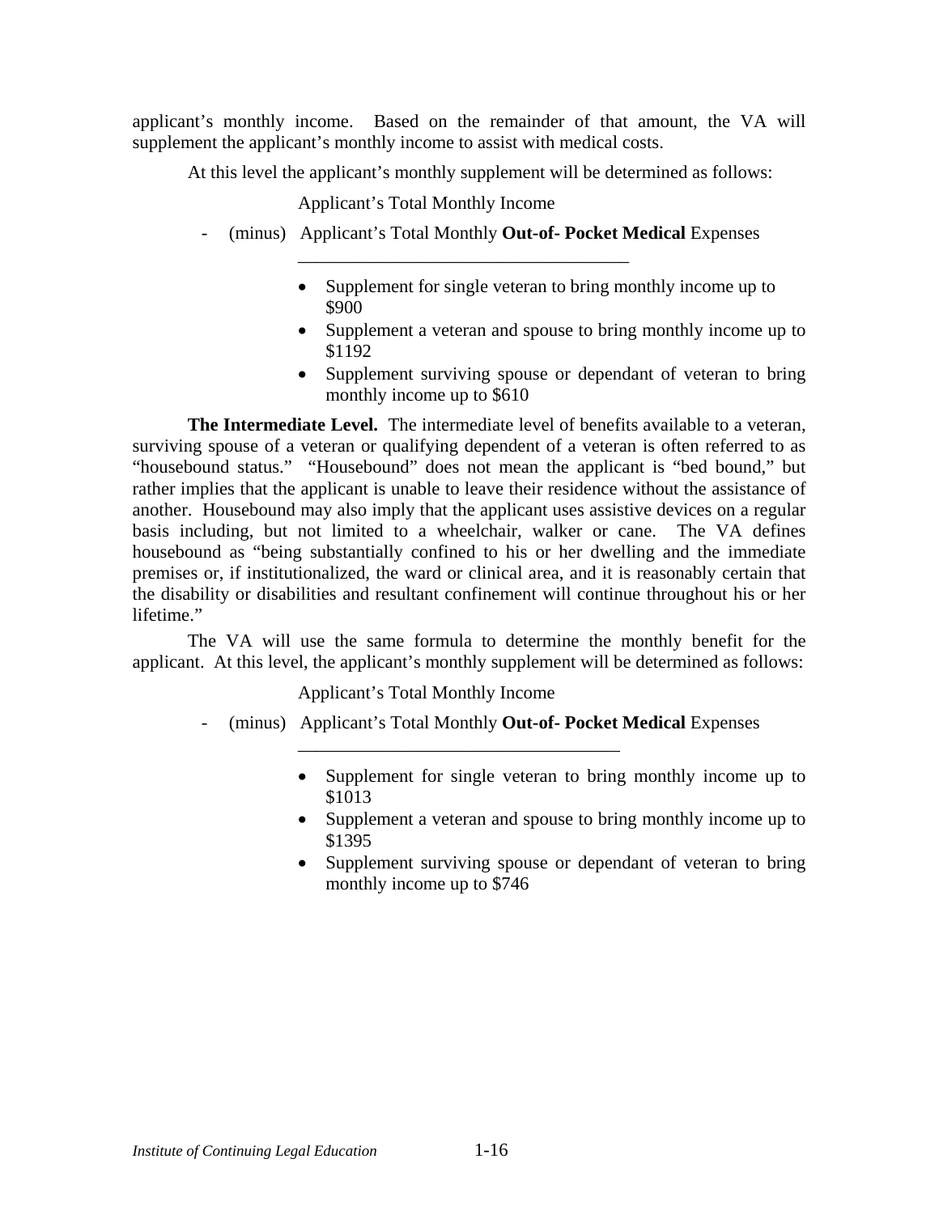applicant's monthly income. Based on the remainder of that amount, the VA will supplement the applicant's monthly income to assist with medical costs.

At this level the applicant's monthly supplement will be determined as follows:

Applicant's Total Monthly Income

\- (minus) Applicant's Total Monthly **Out-of- Pocket Medical** Expenses

____________________________________

- Supplement for single veteran to bring monthly income up to $900
- Supplement a veteran and spouse to bring monthly income up to $1192
- Supplement surviving spouse or dependant of veteran to bring monthly income up to $610

**The Intermediate Level.** The intermediate level of benefits available to a veteran, surviving spouse of a veteran or qualifying dependent of a veteran is often referred to as "housebound status." "Housebound" does not mean the applicant is "bed bound," but rather implies that the applicant is unable to leave their residence without the assistance of another. Housebound may also imply that the applicant uses assistive devices on a regular basis including, but not limited to a wheelchair, walker or cane. The VA defines housebound as "being substantially confined to his or her dwelling and the immediate premises or, if institutionalized, the ward or clinical area, and it is reasonably certain that the disability or disabilities and resultant confinement will continue throughout his or her lifetime."

The VA will use the same formula to determine the monthly benefit for the applicant. At this level, the applicant's monthly supplement will be determined as follows:

Applicant's Total Monthly Income

\- (minus) Applicant's Total Monthly **Out-of- Pocket Medical** Expenses

____________________________________

- Supplement for single veteran to bring monthly income up to $1013
- Supplement a veteran and spouse to bring monthly income up to $1395
- Supplement surviving spouse or dependant of veteran to bring monthly income up to $746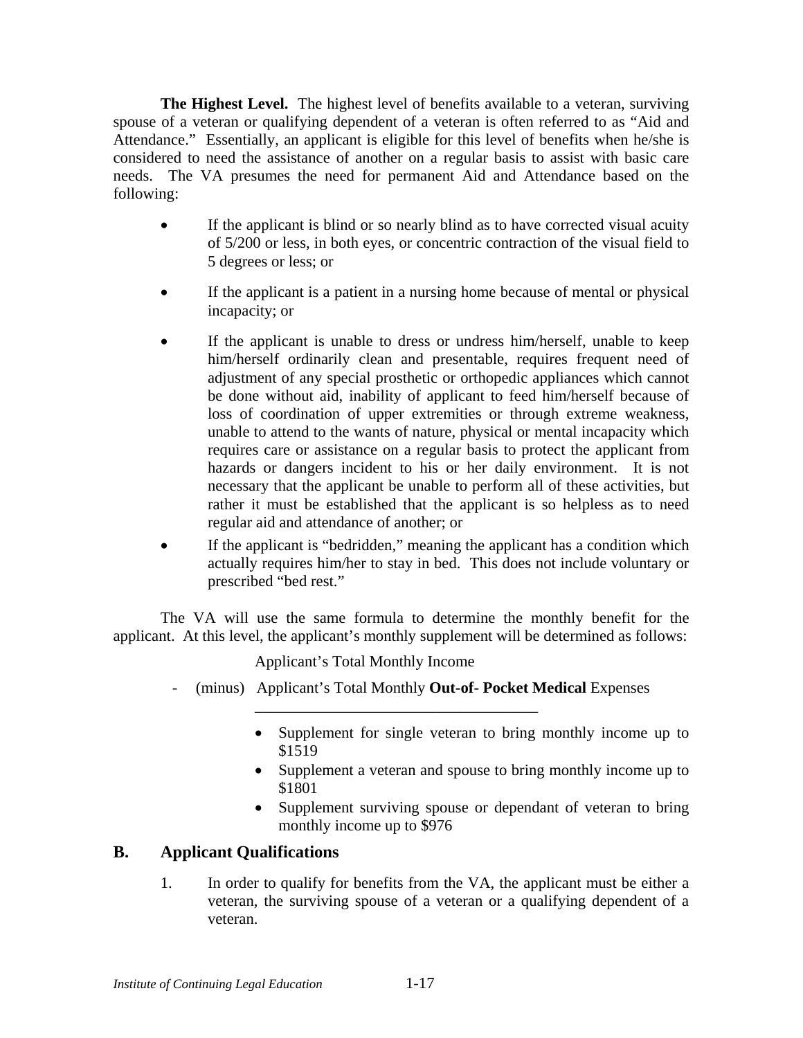**The Highest Level.** The highest level of benefits available to a veteran, surviving spouse of a veteran or qualifying dependent of a veteran is often referred to as "Aid and Attendance." Essentially, an applicant is eligible for this level of benefits when he/she is considered to need the assistance of another on a regular basis to assist with basic care needs. The VA presumes the need for permanent Aid and Attendance based on the following:

- If the applicant is blind or so nearly blind as to have corrected visual acuity of 5/200 or less, in both eyes, or concentric contraction of the visual field to 5 degrees or less; or
- If the applicant is a patient in a nursing home because of mental or physical incapacity; or
- If the applicant is unable to dress or undress him/herself, unable to keep him/herself ordinarily clean and presentable, requires frequent need of adjustment of any special prosthetic or orthopedic appliances which cannot be done without aid, inability of applicant to feed him/herself because of loss of coordination of upper extremities or through extreme weakness, unable to attend to the wants of nature, physical or mental incapacity which requires care or assistance on a regular basis to protect the applicant from hazards or dangers incident to his or her daily environment. It is not necessary that the applicant be unable to perform all of these activities, but rather it must be established that the applicant is so helpless as to need regular aid and attendance of another; or
- If the applicant is "bedridden," meaning the applicant has a condition which actually requires him/her to stay in bed. This does not include voluntary or prescribed "bed rest."

The VA will use the same formula to determine the monthly benefit for the applicant. At this level, the applicant's monthly supplement will be determined as follows:

Applicant's Total Monthly Income

\- (minus) Applicant's Total Monthly **Out-of- Pocket Medical** Expenses

---

- Supplement for single veteran to bring monthly income up to $1519
- Supplement a veteran and spouse to bring monthly income up to $1801
- Supplement surviving spouse or dependant of veteran to bring monthly income up to $976

## B. Applicant Qualifications

1. In order to qualify for benefits from the VA, the applicant must be either a veteran, the surviving spouse of a veteran or a qualifying dependent of a veteran.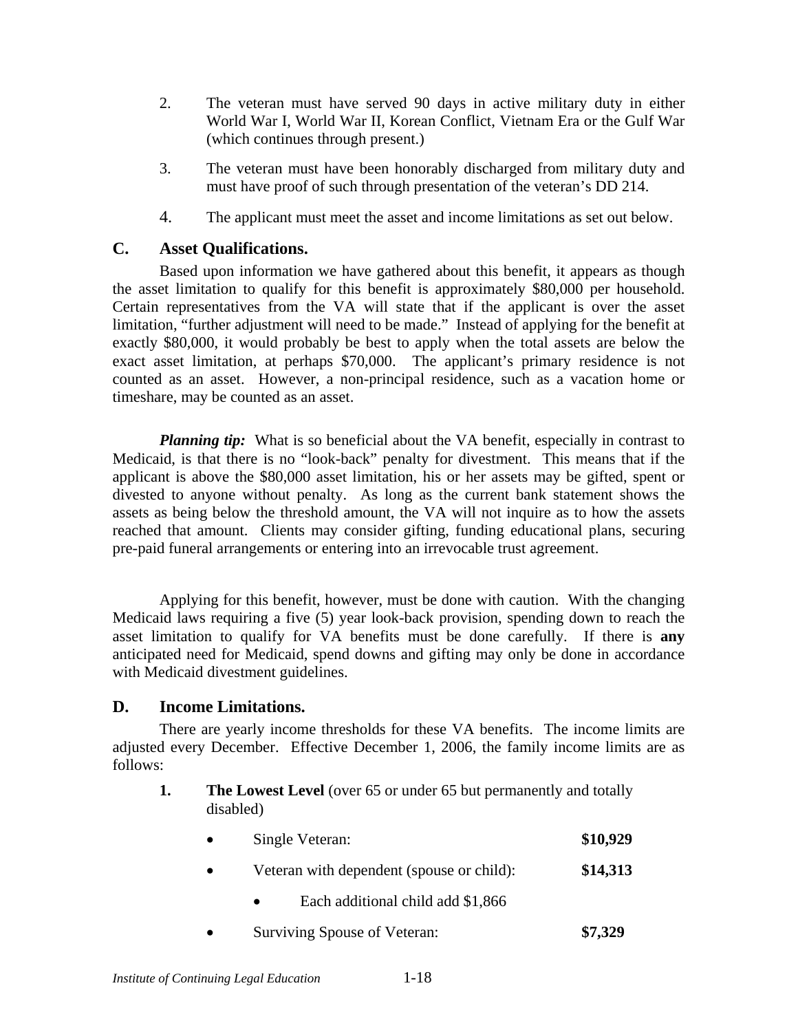2. The veteran must have served 90 days in active military duty in either World War I, World War II, Korean Conflict, Vietnam Era or the Gulf War (which continues through present.)

3. The veteran must have been honorably discharged from military duty and must have proof of such through presentation of the veteran's DD 214.

4. The applicant must meet the asset and income limitations as set out below.

## C. Asset Qualifications.

Based upon information we have gathered about this benefit, it appears as though the asset limitation to qualify for this benefit is approximately $80,000 per household. Certain representatives from the VA will state that if the applicant is over the asset limitation, "further adjustment will need to be made." Instead of applying for the benefit at exactly $80,000, it would probably be best to apply when the total assets are below the exact asset limitation, at perhaps $70,000. The applicant's primary residence is not counted as an asset. However, a non-principal residence, such as a vacation home or timeshare, may be counted as an asset.

***Planning tip:*** What is so beneficial about the VA benefit, especially in contrast to Medicaid, is that there is no "look-back" penalty for divestment. This means that if the applicant is above the $80,000 asset limitation, his or her assets may be gifted, spent or divested to anyone without penalty. As long as the current bank statement shows the assets as being below the threshold amount, the VA will not inquire as to how the assets reached that amount. Clients may consider gifting, funding educational plans, securing pre-paid funeral arrangements or entering into an irrevocable trust agreement.

Applying for this benefit, however, must be done with caution. With the changing Medicaid laws requiring a five (5) year look-back provision, spending down to reach the asset limitation to qualify for VA benefits must be done carefully. If there is **any** anticipated need for Medicaid, spend downs and gifting may only be done in accordance with Medicaid divestment guidelines.

## D. Income Limitations.

There are yearly income thresholds for these VA benefits. The income limits are adjusted every December. Effective December 1, 2006, the family income limits are as follows:

1. **The Lowest Level** (over 65 or under 65 but permanently and totally disabled)

   - Single Veteran: **$10,929**
   - Veteran with dependent (spouse or child): **$14,313**
     - Each additional child add $1,866
   - Surviving Spouse of Veteran: **$7,329**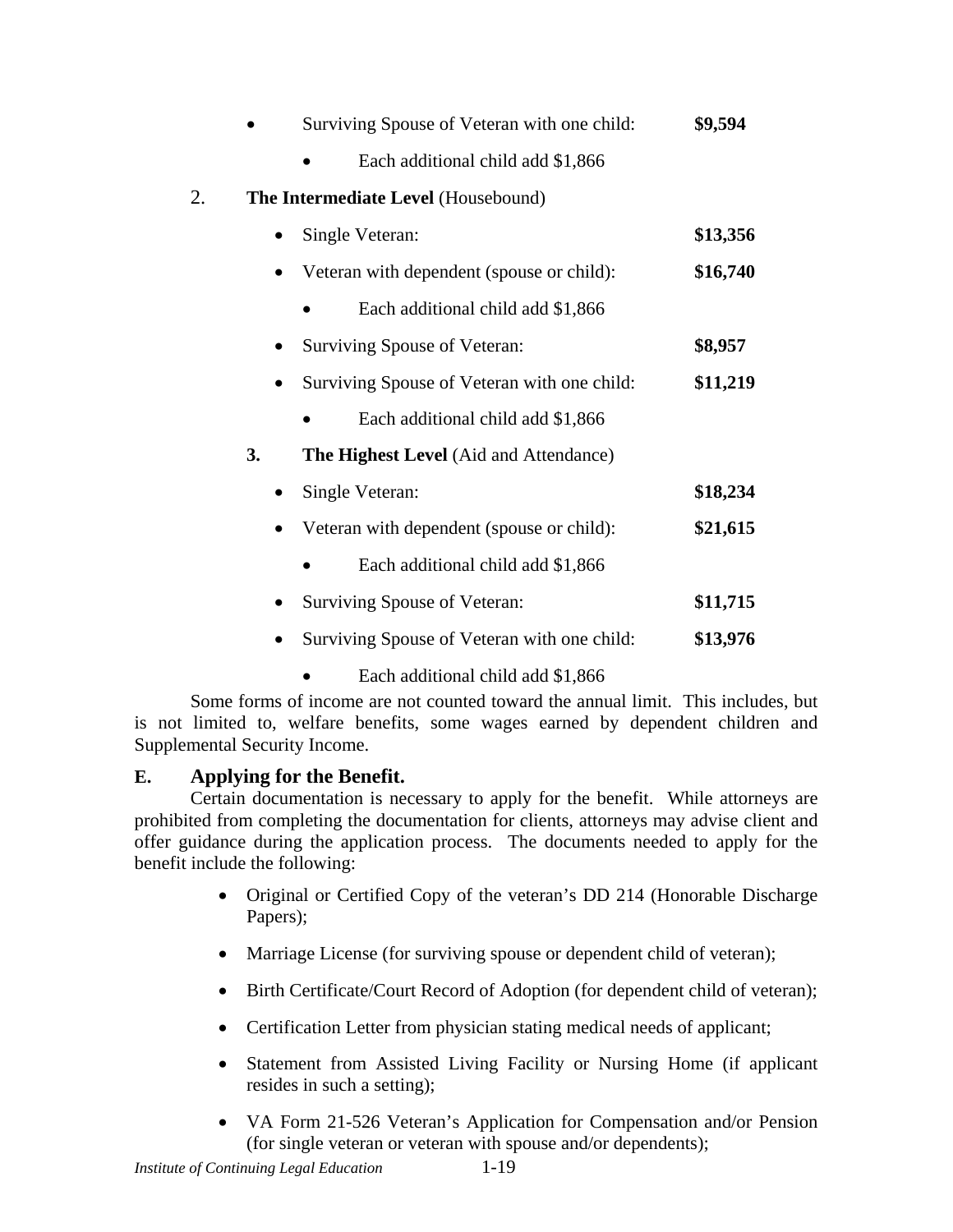- Surviving Spouse of Veteran with one child: **$9,594**
    - Each additional child add $1,866

2. **The Intermediate Level** (Housebound)

- Single Veteran: **$13,356**
- Veteran with dependent (spouse or child): **$16,740**
    - Each additional child add $1,866
- Surviving Spouse of Veteran: **$8,957**
- Surviving Spouse of Veteran with one child: **$11,219**
    - Each additional child add $1,866

**3. The Highest Level** (Aid and Attendance)

- Single Veteran: **$18,234**
- Veteran with dependent (spouse or child): **$21,615**
    - Each additional child add $1,866
- Surviving Spouse of Veteran: **$11,715**
- Surviving Spouse of Veteran with one child: **$13,976**
    - Each additional child add $1,866

Some forms of income are not counted toward the annual limit. This includes, but is not limited to, welfare benefits, some wages earned by dependent children and Supplemental Security Income.

## E. Applying for the Benefit.

Certain documentation is necessary to apply for the benefit. While attorneys are prohibited from completing the documentation for clients, attorneys may advise client and offer guidance during the application process. The documents needed to apply for the benefit include the following:

- Original or Certified Copy of the veteran's DD 214 (Honorable Discharge Papers);
- Marriage License (for surviving spouse or dependent child of veteran);
- Birth Certificate/Court Record of Adoption (for dependent child of veteran);
- Certification Letter from physician stating medical needs of applicant;
- Statement from Assisted Living Facility or Nursing Home (if applicant resides in such a setting);
- VA Form 21-526 Veteran's Application for Compensation and/or Pension (for single veteran or veteran with spouse and/or dependents);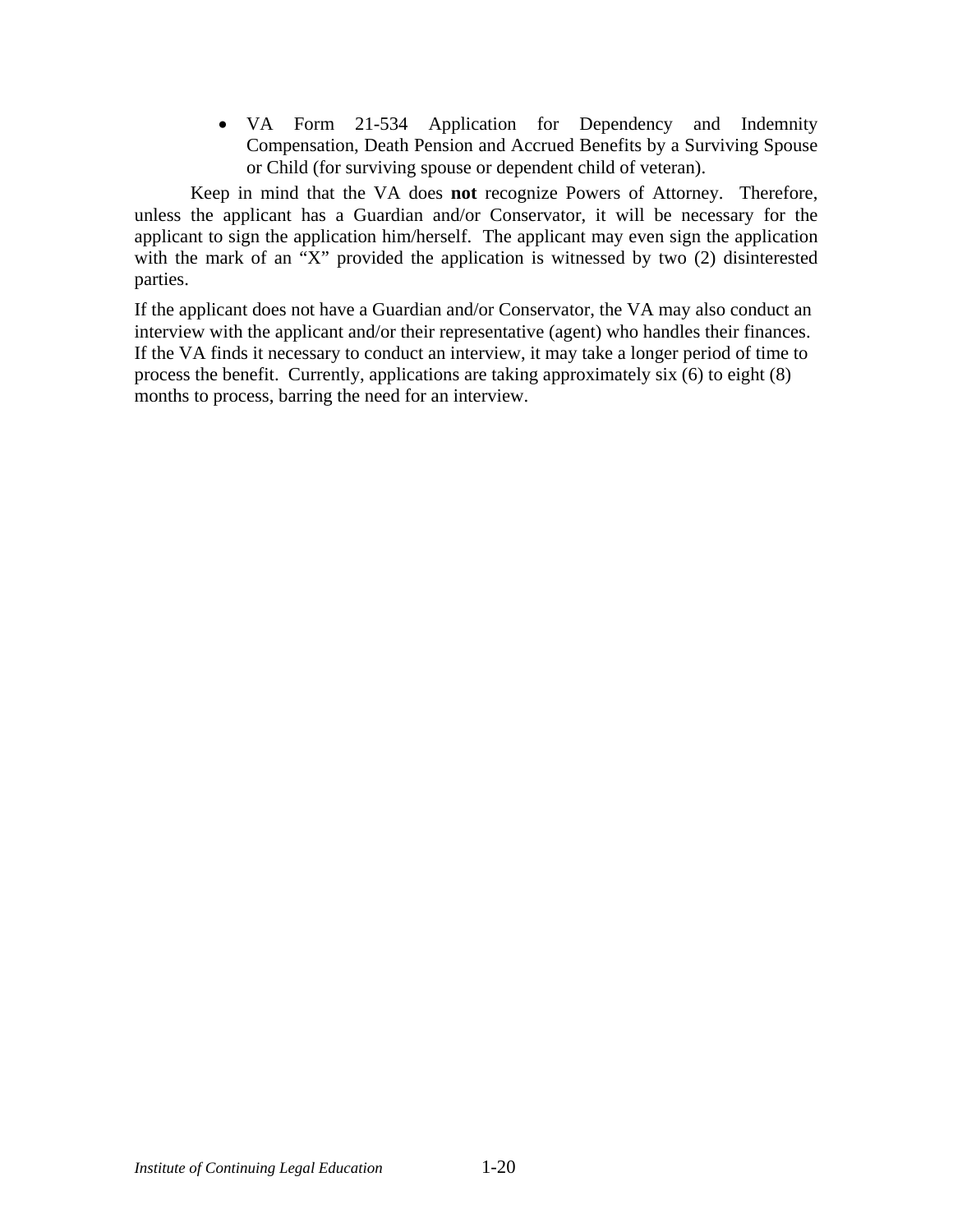- VA Form 21-534 Application for Dependency and Indemnity Compensation, Death Pension and Accrued Benefits by a Surviving Spouse or Child (for surviving spouse or dependent child of veteran).

Keep in mind that the VA does **not** recognize Powers of Attorney. Therefore, unless the applicant has a Guardian and/or Conservator, it will be necessary for the applicant to sign the application him/herself. The applicant may even sign the application with the mark of an "X" provided the application is witnessed by two (2) disinterested parties.

If the applicant does not have a Guardian and/or Conservator, the VA may also conduct an interview with the applicant and/or their representative (agent) who handles their finances. If the VA finds it necessary to conduct an interview, it may take a longer period of time to process the benefit. Currently, applications are taking approximately six (6) to eight (8) months to process, barring the need for an interview.